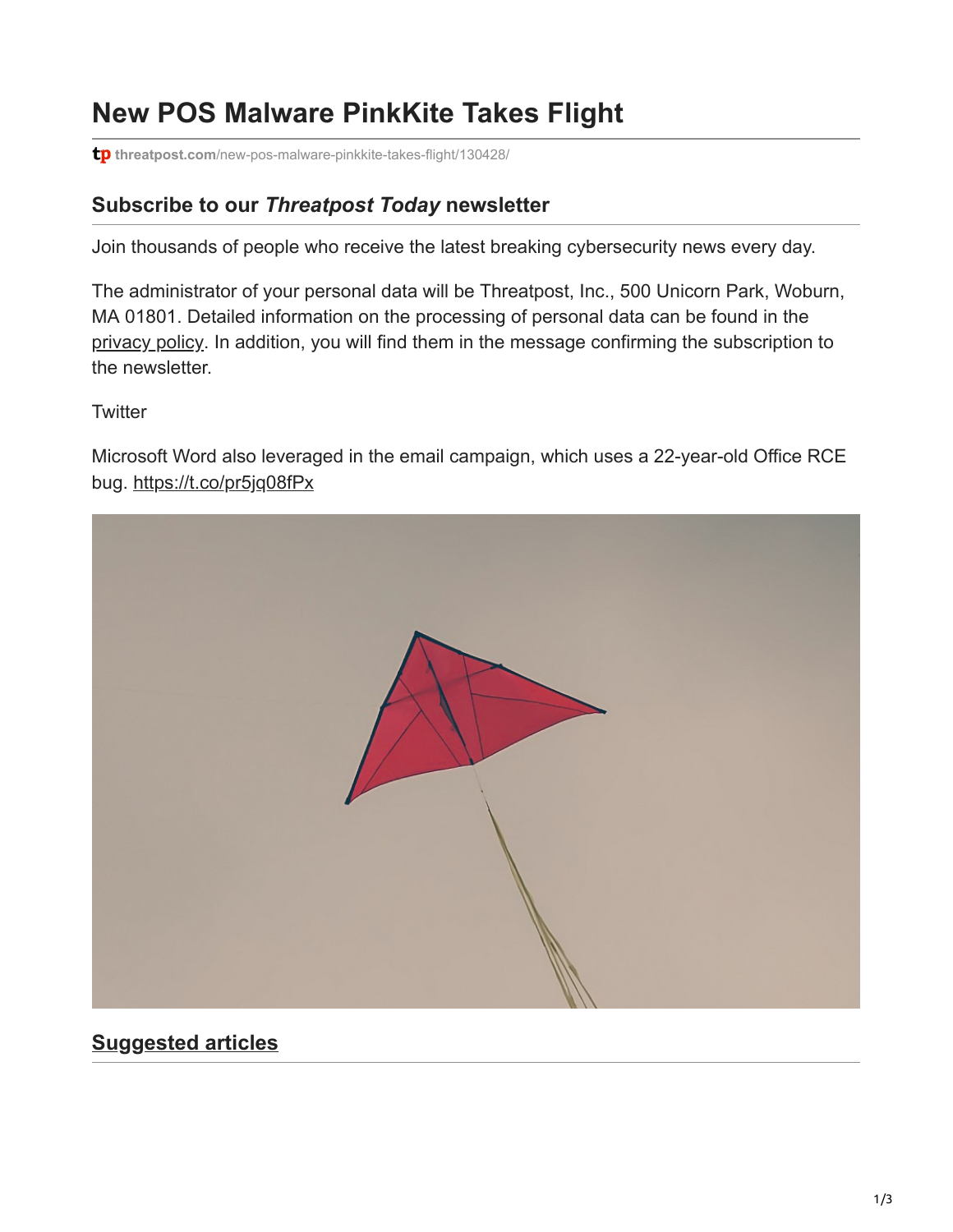# New POS Malware PinkKite Takes Flight

threatpost.com/new-pos-malware-pinkkite-takes-flight/130428/

## Subscribe to our *Threatpost Today* newsletter

Join thousands of people who receive the latest breaking cybersecurity news every day.

The administrator of your personal data will be Threatpost, Inc., 500 Unicorn Park, Woburn, MA 01801. Detailed information on the processing of personal data can be found in the privacy policy. In addition, you will find them in the message confirming the subscription to the newsletter.

Twitter

Microsoft Word also leveraged in the email campaign, which uses a 22-year-old Office RCE bug. https://t.co/pr5jq08fPx

## Suggested articles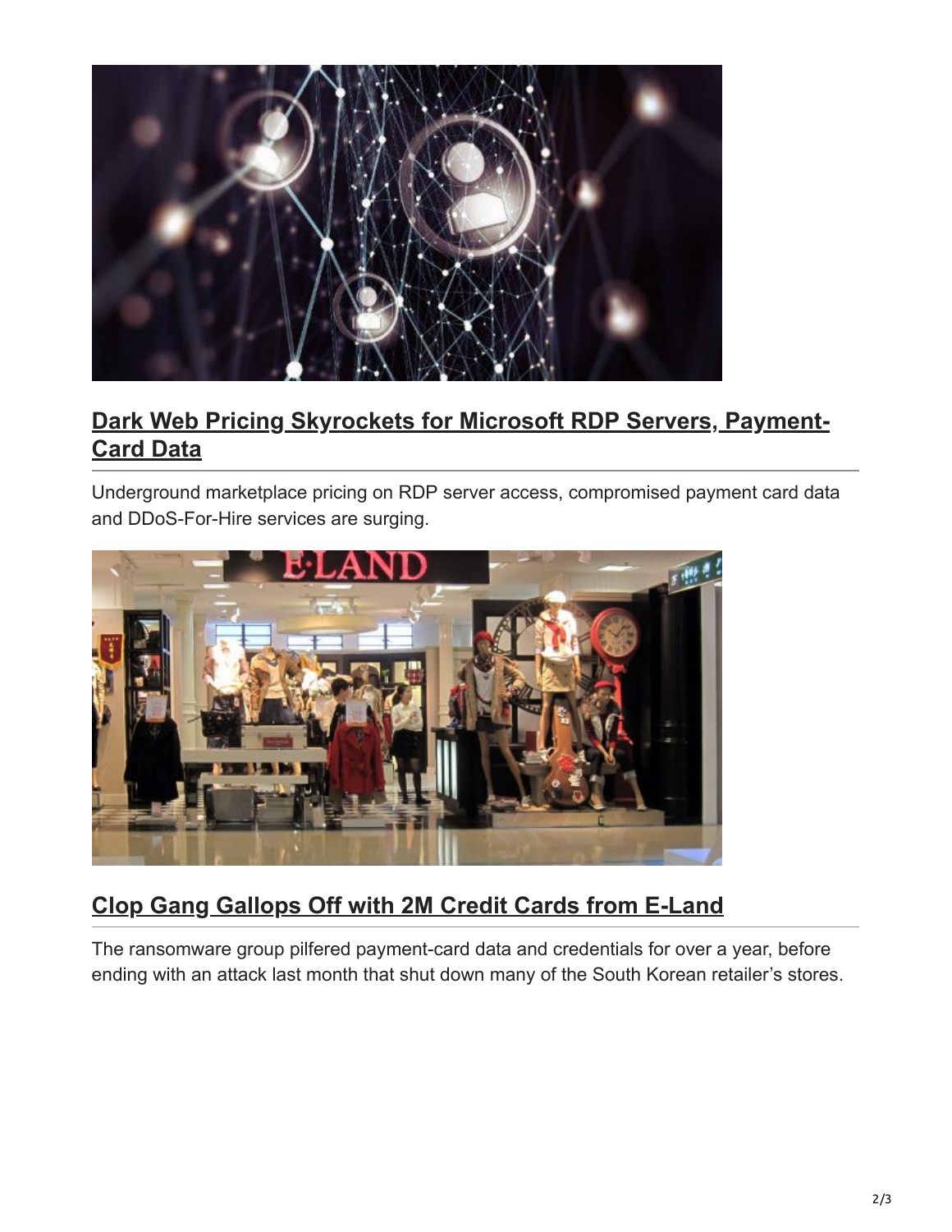## Dark Web Pricing Skyrockets for Microsoft RDP Servers, Payment-Card Data

Underground marketplace pricing on RDP server access, compromised payment card data and DDoS-For-Hire services are surging.

## Clop Gang Gallops Off with 2M Credit Cards from E-Land

The ransomware group pilfered payment-card data and credentials for over a year, before ending with an attack last month that shut down many of the South Korean retailer's stores.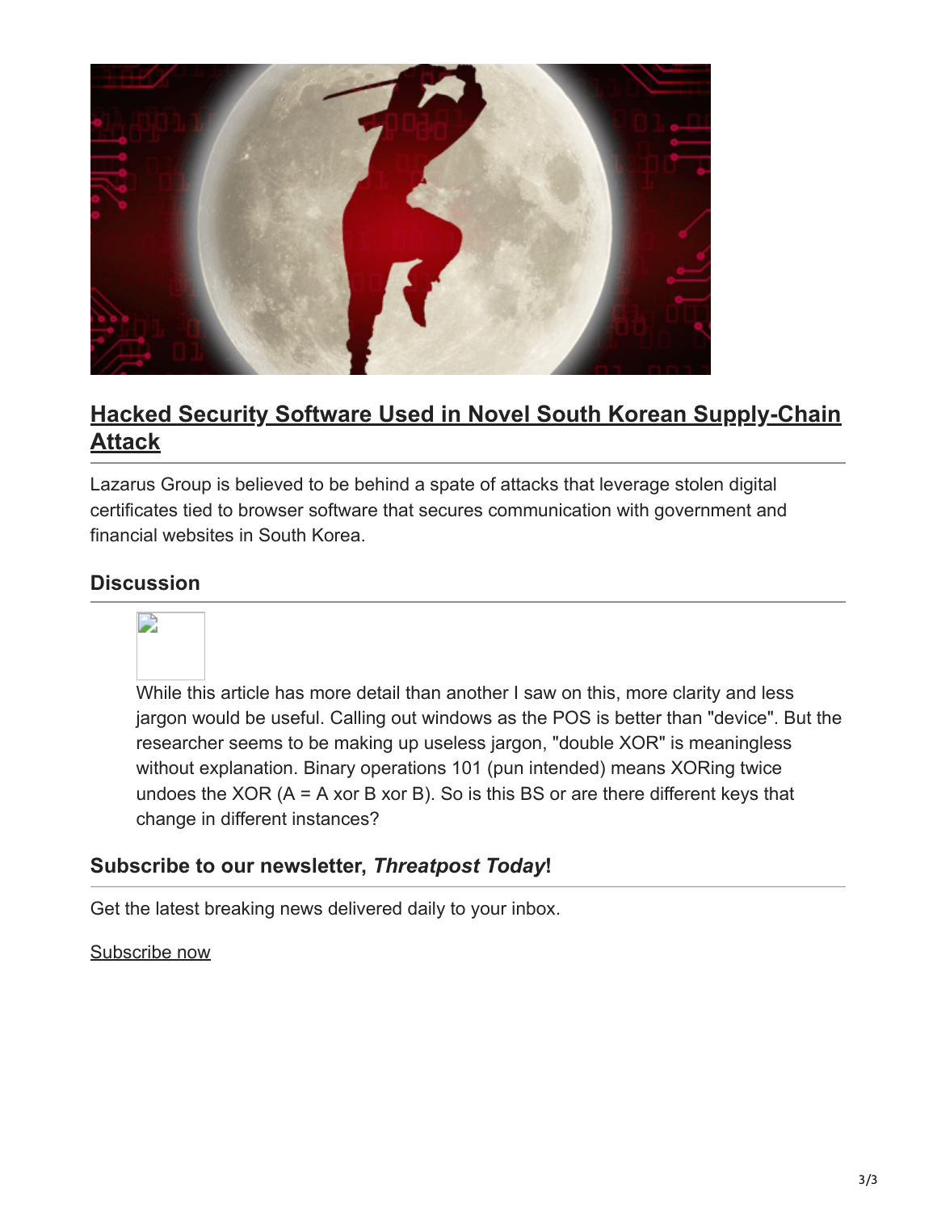## Hacked Security Software Used in Novel South Korean Supply-Chain Attack

Lazarus Group is believed to be behind a spate of attacks that leverage stolen digital certificates tied to browser software that secures communication with government and financial websites in South Korea.

### Discussion

While this article has more detail than another I saw on this, more clarity and less jargon would be useful. Calling out windows as the POS is better than "device". But the researcher seems to be making up useless jargon, "double XOR" is meaningless without explanation. Binary operations 101 (pun intended) means XORing twice undoes the XOR (A = A xor B xor B). So is this BS or are there different keys that change in different instances?

### Subscribe to our newsletter, *Threatpost Today*!

Get the latest breaking news delivered daily to your inbox.

Subscribe now